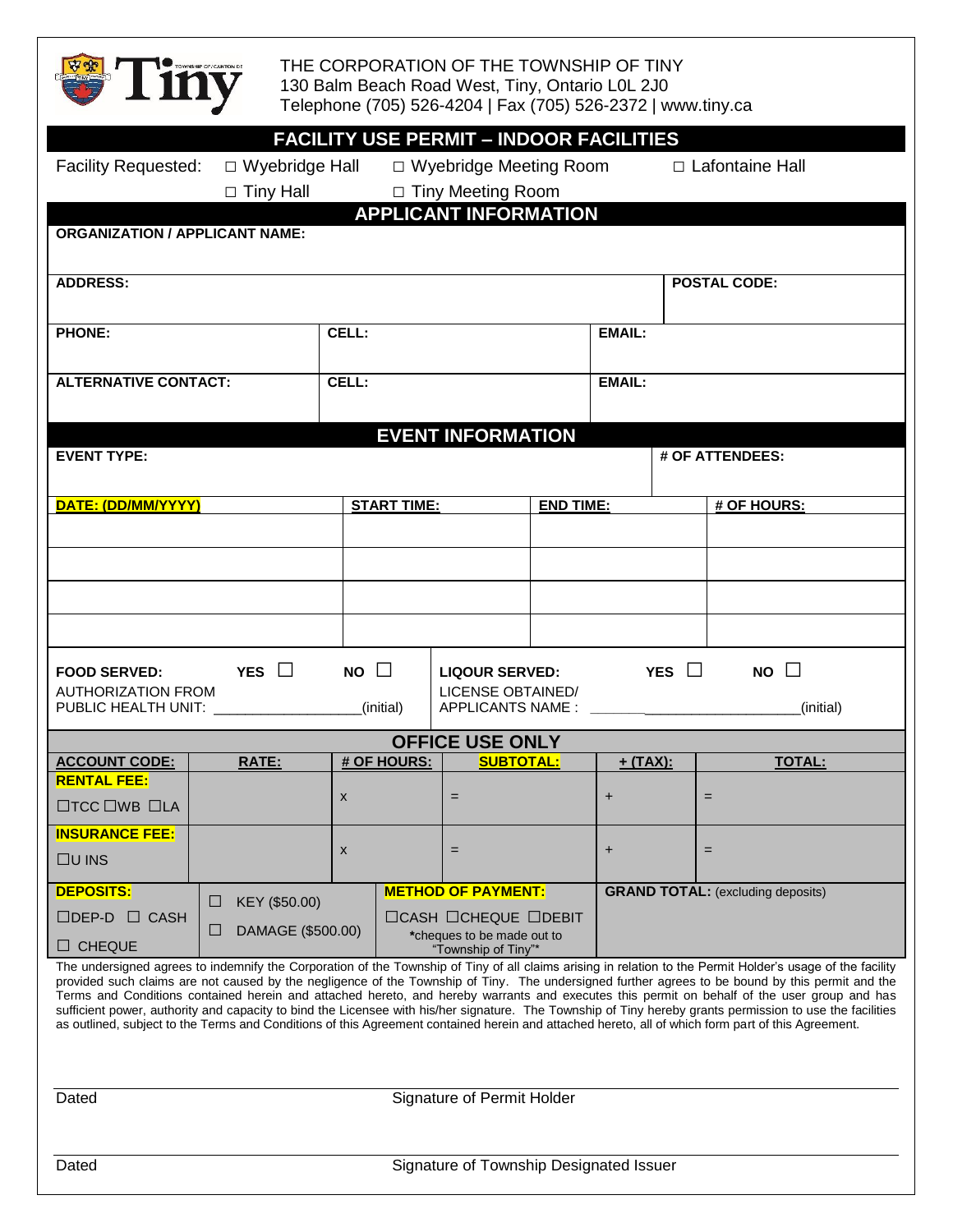THE CORPORATION OF THE TOWNSHIP OF TINY
130 Balm Beach Road West, Tiny, Ontario L0L 2J0
Telephone (705) 526-4204 | Fax (705) 526-2372 | www.tiny.ca

# FACILITY USE PERMIT – INDOOR FACILITIES

Facility Requested: □ Wyebridge Hall □ Wyebridge Meeting Room □ Lafontaine Hall
□ Tiny Hall □ Tiny Meeting Room

## APPLICANT INFORMATION

| **ORGANIZATION / APPLICANT NAME:** | | |
|---|---|---|
| **ADDRESS:** | | **POSTAL CODE:** |
| **PHONE:** | **CELL:** | **EMAIL:** |
| **ALTERNATIVE CONTACT:** | **CELL:** | **EMAIL:** |

## EVENT INFORMATION

| **EVENT TYPE:** | | | **# OF ATTENDEES:** |
|---|---|---|---|
| **DATE: (DD/MM/YYYY)** | **START TIME:** | **END TIME:** | **# OF HOURS:** |
| | | | |
| | | | |
| | | | |
| | | | |

**FOOD SERVED:** **YES** ☐ **NO** ☐
AUTHORIZATION FROM PUBLIC HEALTH UNIT: ___________________(initial)

**LIQOUR SERVED:** **YES** ☐ **NO** ☐
LICENSE OBTAINED/ APPLICANTS NAME : ___________________________(initial)

## OFFICE USE ONLY

| **ACCOUNT CODE:** | **RATE:** | **# OF HOURS:** | **SUBTOTAL:** | **+ (TAX):** | **TOTAL:** |
|---|---|---|---|---|---|
| **RENTAL FEE:** ☐TCC ☐WB ☐LA | | x | = | + | = |
| **INSURANCE FEE:** ☐U INS | | x | = | + | = |

**DEPOSITS:** ☐DEP-D ☐ CASH ☐ CHEQUE
☐ KEY ($50.00)
☐ DAMAGE ($500.00)

**METHOD OF PAYMENT:** ☐CASH ☐CHEQUE ☐DEBIT
*cheques to be made out to "Township of Tiny"*

**GRAND TOTAL:** (excluding deposits)

The undersigned agrees to indemnify the Corporation of the Township of Tiny of all claims arising in relation to the Permit Holder's usage of the facility provided such claims are not caused by the negligence of the Township of Tiny. The undersigned further agrees to be bound by this permit and the Terms and Conditions contained herein and attached hereto, and hereby warrants and executes this permit on behalf of the user group and has sufficient power, authority and capacity to bind the Licensee with his/her signature. The Township of Tiny hereby grants permission to use the facilities as outlined, subject to the Terms and Conditions of this Agreement contained herein and attached hereto, all of which form part of this Agreement.

Dated ______________________ Signature of Permit Holder ______________________

Dated ______________________ Signature of Township Designated Issuer ______________________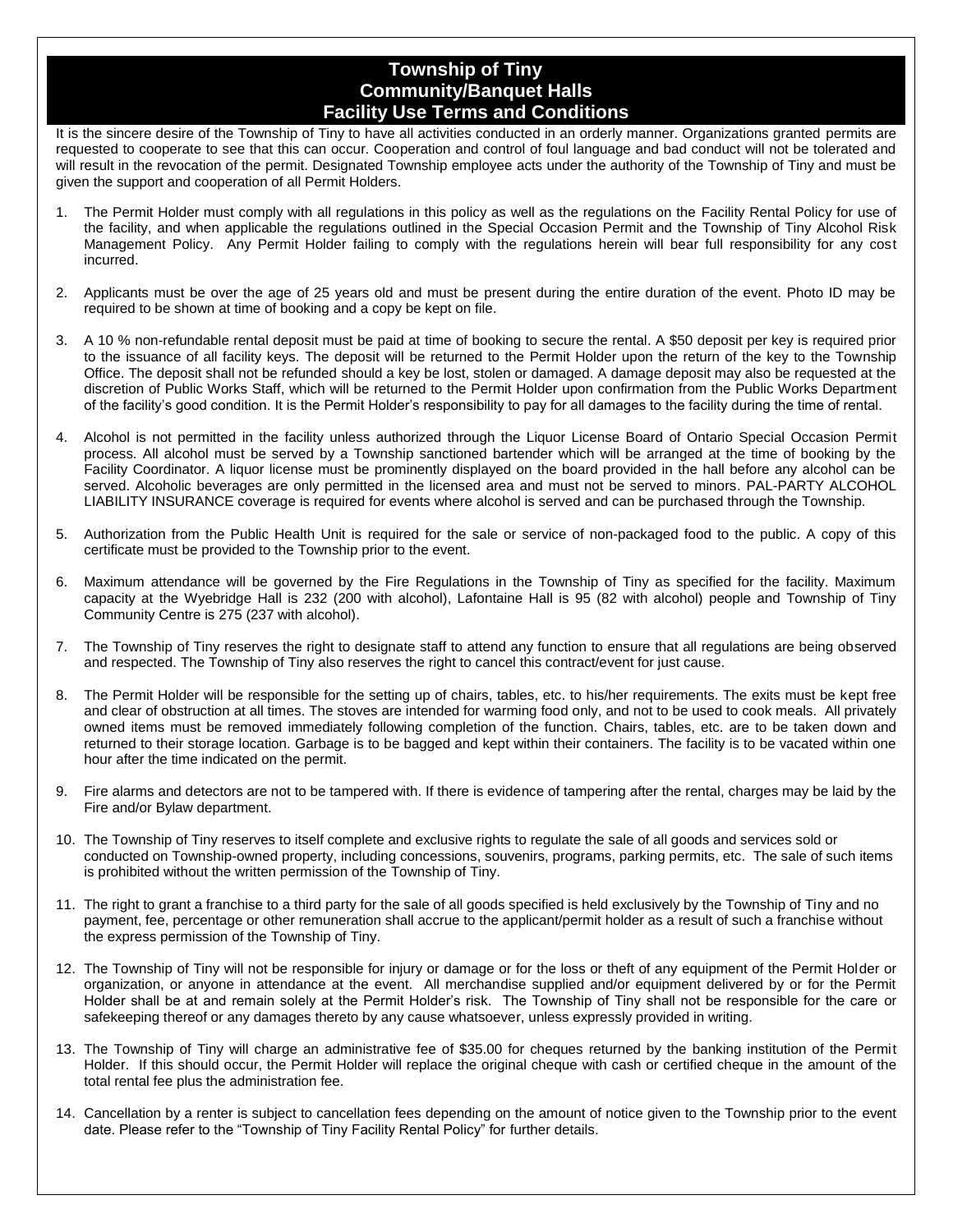# Township of Tiny
## Community/Banquet Halls
## Facility Use Terms and Conditions

It is the sincere desire of the Township of Tiny to have all activities conducted in an orderly manner. Organizations granted permits are requested to cooperate to see that this can occur. Cooperation and control of foul language and bad conduct will not be tolerated and will result in the revocation of the permit. Designated Township employee acts under the authority of the Township of Tiny and must be given the support and cooperation of all Permit Holders.

1. The Permit Holder must comply with all regulations in this policy as well as the regulations on the Facility Rental Policy for use of the facility, and when applicable the regulations outlined in the Special Occasion Permit and the Township of Tiny Alcohol Risk Management Policy. Any Permit Holder failing to comply with the regulations herein will bear full responsibility for any cost incurred.

2. Applicants must be over the age of 25 years old and must be present during the entire duration of the event. Photo ID may be required to be shown at time of booking and a copy be kept on file.

3. A 10 % non-refundable rental deposit must be paid at time of booking to secure the rental. A $50 deposit per key is required prior to the issuance of all facility keys. The deposit will be returned to the Permit Holder upon the return of the key to the Township Office. The deposit shall not be refunded should a key be lost, stolen or damaged. A damage deposit may also be requested at the discretion of Public Works Staff, which will be returned to the Permit Holder upon confirmation from the Public Works Department of the facility's good condition. It is the Permit Holder's responsibility to pay for all damages to the facility during the time of rental.

4. Alcohol is not permitted in the facility unless authorized through the Liquor License Board of Ontario Special Occasion Permit process. All alcohol must be served by a Township sanctioned bartender which will be arranged at the time of booking by the Facility Coordinator. A liquor license must be prominently displayed on the board provided in the hall before any alcohol can be served. Alcoholic beverages are only permitted in the licensed area and must not be served to minors. PAL-PARTY ALCOHOL LIABILITY INSURANCE coverage is required for events where alcohol is served and can be purchased through the Township.

5. Authorization from the Public Health Unit is required for the sale or service of non-packaged food to the public. A copy of this certificate must be provided to the Township prior to the event.

6. Maximum attendance will be governed by the Fire Regulations in the Township of Tiny as specified for the facility. Maximum capacity at the Wyebridge Hall is 232 (200 with alcohol), Lafontaine Hall is 95 (82 with alcohol) people and Township of Tiny Community Centre is 275 (237 with alcohol).

7. The Township of Tiny reserves the right to designate staff to attend any function to ensure that all regulations are being observed and respected. The Township of Tiny also reserves the right to cancel this contract/event for just cause.

8. The Permit Holder will be responsible for the setting up of chairs, tables, etc. to his/her requirements. The exits must be kept free and clear of obstruction at all times. The stoves are intended for warming food only, and not to be used to cook meals. All privately owned items must be removed immediately following completion of the function. Chairs, tables, etc. are to be taken down and returned to their storage location. Garbage is to be bagged and kept within their containers. The facility is to be vacated within one hour after the time indicated on the permit.

9. Fire alarms and detectors are not to be tampered with. If there is evidence of tampering after the rental, charges may be laid by the Fire and/or Bylaw department.

10. The Township of Tiny reserves to itself complete and exclusive rights to regulate the sale of all goods and services sold or conducted on Township-owned property, including concessions, souvenirs, programs, parking permits, etc. The sale of such items is prohibited without the written permission of the Township of Tiny.

11. The right to grant a franchise to a third party for the sale of all goods specified is held exclusively by the Township of Tiny and no payment, fee, percentage or other remuneration shall accrue to the applicant/permit holder as a result of such a franchise without the express permission of the Township of Tiny.

12. The Township of Tiny will not be responsible for injury or damage or for the loss or theft of any equipment of the Permit Holder or organization, or anyone in attendance at the event. All merchandise supplied and/or equipment delivered by or for the Permit Holder shall be at and remain solely at the Permit Holder's risk. The Township of Tiny shall not be responsible for the care or safekeeping thereof or any damages thereto by any cause whatsoever, unless expressly provided in writing.

13. The Township of Tiny will charge an administrative fee of $35.00 for cheques returned by the banking institution of the Permit Holder. If this should occur, the Permit Holder will replace the original cheque with cash or certified cheque in the amount of the total rental fee plus the administration fee.

14. Cancellation by a renter is subject to cancellation fees depending on the amount of notice given to the Township prior to the event date. Please refer to the "Township of Tiny Facility Rental Policy" for further details.